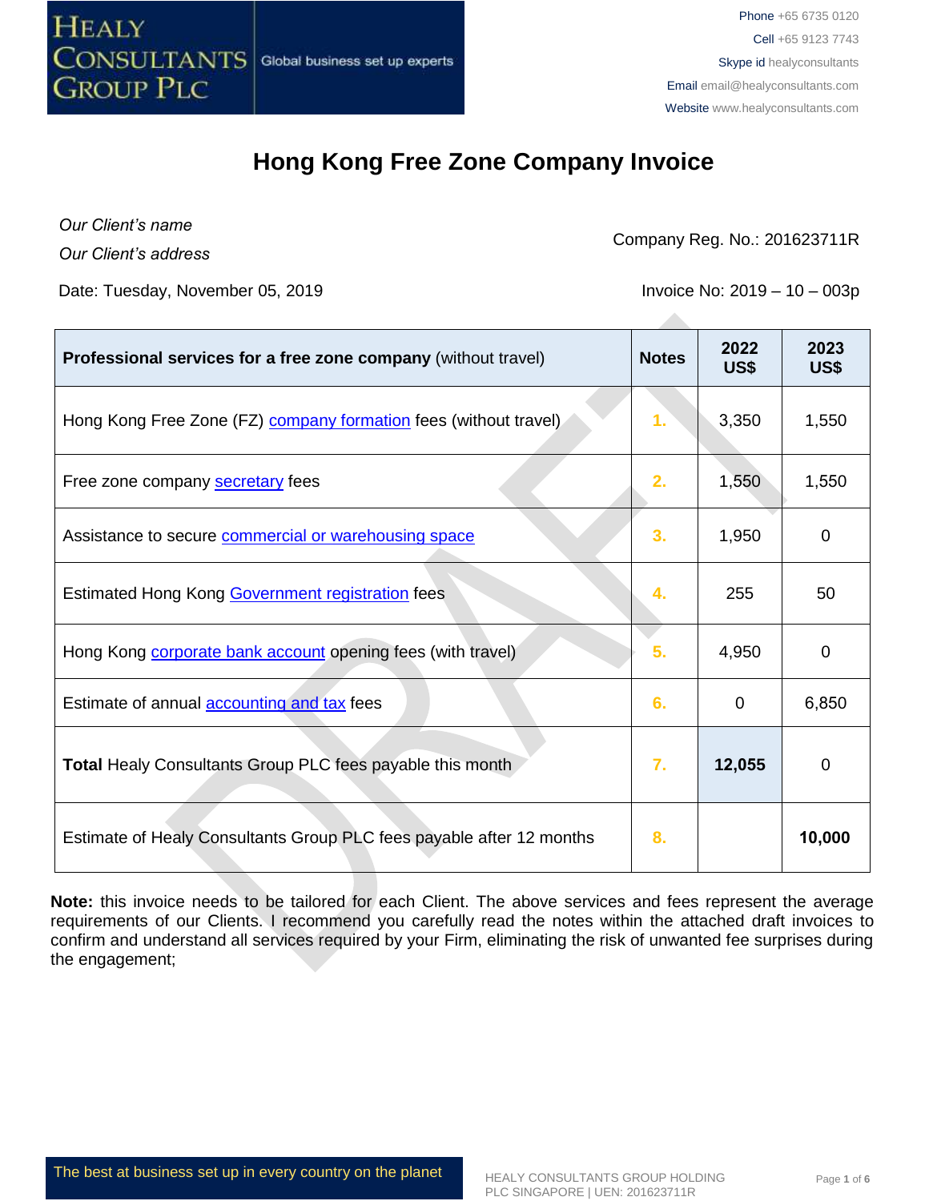HEALY CONSULTANTS GROUP PLC
Global business set up experts

Phone +65 6735 0120
Cell +65 9123 7743
Skype id healyconsultants
Email email@healyconsultants.com
Website www.healyconsultants.com

# Hong Kong Free Zone Company Invoice

*Our Client's name*
*Our Client's address*

Company Reg. No.: 201623711R

Date: Tuesday, November 05, 2019

Invoice No: 2019 – 10 – 003p

| **Professional services for a free zone company** (without travel) | **Notes** | **2022 US$** | **2023 US$** |
|---|---|---|---|
| Hong Kong Free Zone (FZ) company formation fees (without travel) | 1. | 3,350 | 1,550 |
| Free zone company secretary fees | 2. | 1,550 | 1,550 |
| Assistance to secure commercial or warehousing space | 3. | 1,950 | 0 |
| Estimated Hong Kong Government registration fees | 4. | 255 | 50 |
| Hong Kong corporate bank account opening fees (with travel) | 5. | 4,950 | 0 |
| Estimate of annual accounting and tax fees | 6. | 0 | 6,850 |
| **Total** Healy Consultants Group PLC fees payable this month | 7. | **12,055** | 0 |
| Estimate of Healy Consultants Group PLC fees payable after 12 months | 8. | | **10,000** |

**Note:** this invoice needs to be tailored for each Client. The above services and fees represent the average requirements of our Clients. I recommend you carefully read the notes within the attached draft invoices to confirm and understand all services required by your Firm, eliminating the risk of unwanted fee surprises during the engagement;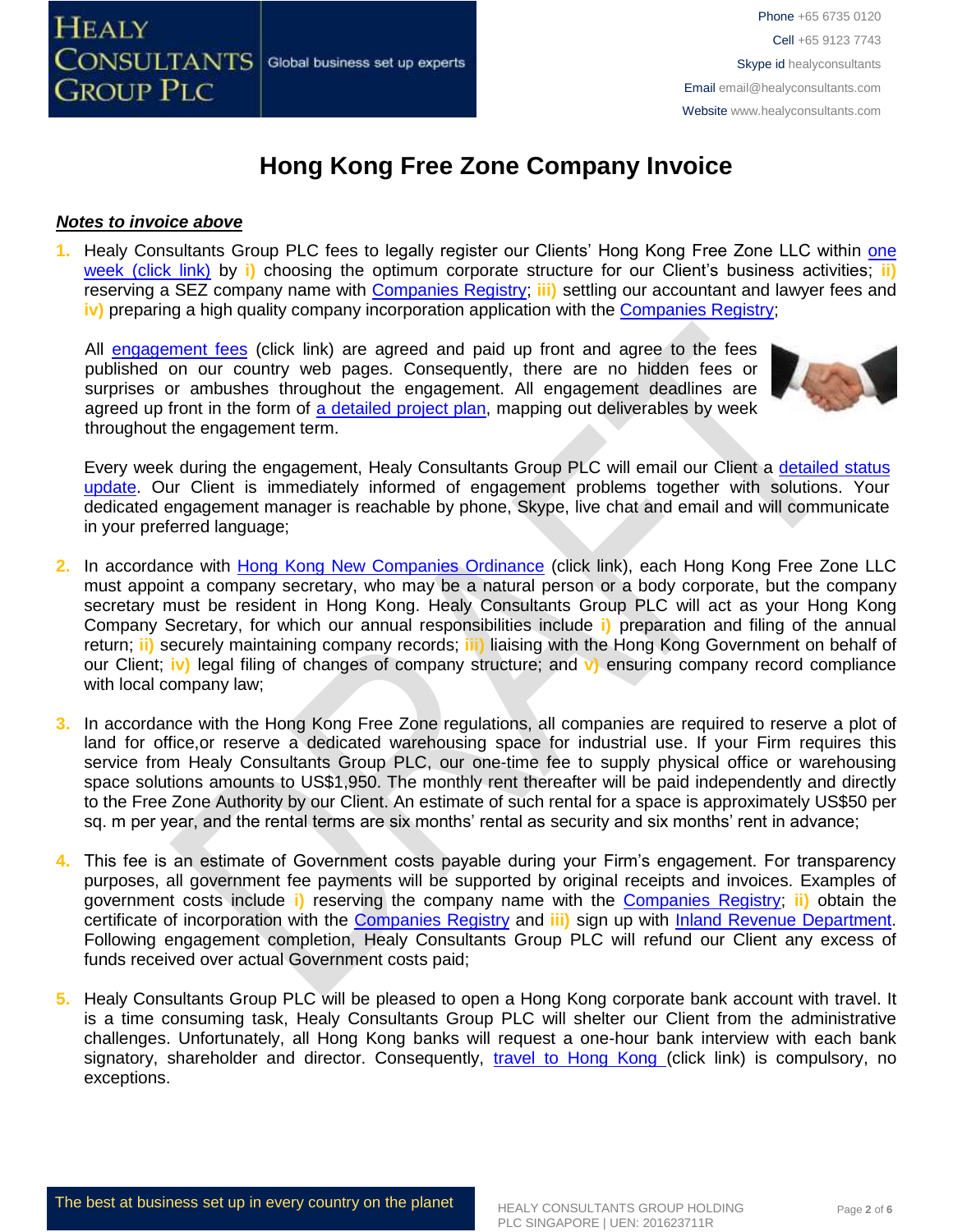# Hong Kong Free Zone Company Invoice

***Notes to invoice above***

1. Healy Consultants Group PLC fees to legally register our Clients' Hong Kong Free Zone LLC within one week (click link) by **i)** choosing the optimum corporate structure for our Client's business activities; **ii)** reserving a SEZ company name with Companies Registry; **iii)** settling our accountant and lawyer fees and **iv)** preparing a high quality company incorporation application with the Companies Registry;

   All engagement fees (click link) are agreed and paid up front and agree to the fees published on our country web pages. Consequently, there are no hidden fees or surprises or ambushes throughout the engagement. All engagement deadlines are agreed up front in the form of a detailed project plan, mapping out deliverables by week throughout the engagement term.

   Every week during the engagement, Healy Consultants Group PLC will email our Client a detailed status update. Our Client is immediately informed of engagement problems together with solutions. Your dedicated engagement manager is reachable by phone, Skype, live chat and email and will communicate in your preferred language;

2. In accordance with Hong Kong New Companies Ordinance (click link), each Hong Kong Free Zone LLC must appoint a company secretary, who may be a natural person or a body corporate, but the company secretary must be resident in Hong Kong. Healy Consultants Group PLC will act as your Hong Kong Company Secretary, for which our annual responsibilities include **i)** preparation and filing of the annual return; **ii)** securely maintaining company records; **iii)** liaising with the Hong Kong Government on behalf of our Client; **iv)** legal filing of changes of company structure; and **v)** ensuring company record compliance with local company law;

3. In accordance with the Hong Kong Free Zone regulations, all companies are required to reserve a plot of land for office,or reserve a dedicated warehousing space for industrial use. If your Firm requires this service from Healy Consultants Group PLC, our one-time fee to supply physical office or warehousing space solutions amounts to US$1,950. The monthly rent thereafter will be paid independently and directly to the Free Zone Authority by our Client. An estimate of such rental for a space is approximately US$50 per sq. m per year, and the rental terms are six months' rental as security and six months' rent in advance;

4. This fee is an estimate of Government costs payable during your Firm's engagement. For transparency purposes, all government fee payments will be supported by original receipts and invoices. Examples of government costs include **i)** reserving the company name with the Companies Registry; **ii)** obtain the certificate of incorporation with the Companies Registry and **iii)** sign up with Inland Revenue Department. Following engagement completion, Healy Consultants Group PLC will refund our Client any excess of funds received over actual Government costs paid;

5. Healy Consultants Group PLC will be pleased to open a Hong Kong corporate bank account with travel. It is a time consuming task, Healy Consultants Group PLC will shelter our Client from the administrative challenges. Unfortunately, all Hong Kong banks will request a one-hour bank interview with each bank signatory, shareholder and director. Consequently, travel to Hong Kong (click link) is compulsory, no exceptions.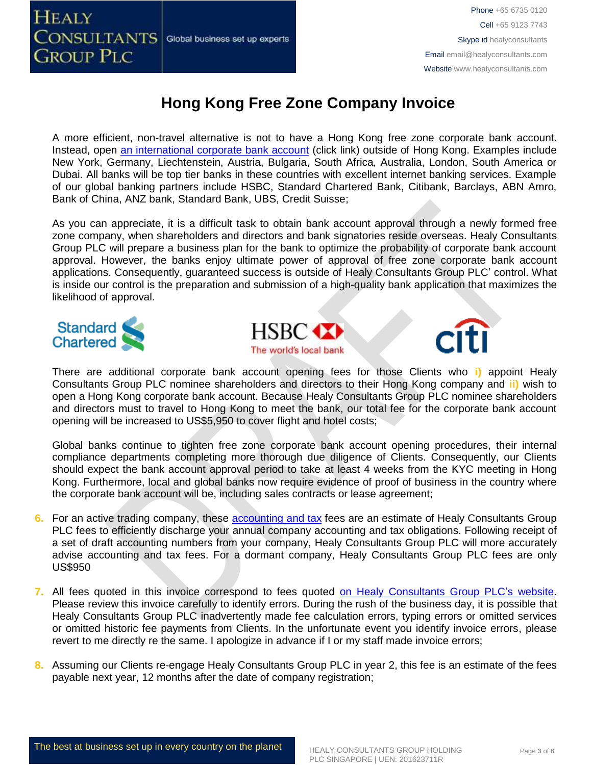# Hong Kong Free Zone Company Invoice

A more efficient, non-travel alternative is not to have a Hong Kong free zone corporate bank account. Instead, open an international corporate bank account (click link) outside of Hong Kong. Examples include New York, Germany, Liechtenstein, Austria, Bulgaria, South Africa, Australia, London, South America or Dubai. All banks will be top tier banks in these countries with excellent internet banking services. Example of our global banking partners include HSBC, Standard Chartered Bank, Citibank, Barclays, ABN Amro, Bank of China, ANZ bank, Standard Bank, UBS, Credit Suisse;

As you can appreciate, it is a difficult task to obtain bank account approval through a newly formed free zone company, when shareholders and directors and bank signatories reside overseas. Healy Consultants Group PLC will prepare a business plan for the bank to optimize the probability of corporate bank account approval. However, the banks enjoy ultimate power of approval of free zone corporate bank account applications. Consequently, guaranteed success is outside of Healy Consultants Group PLC' control. What is inside our control is the preparation and submission of a high-quality bank application that maximizes the likelihood of approval.

There are additional corporate bank account opening fees for those Clients who **i)** appoint Healy Consultants Group PLC nominee shareholders and directors to their Hong Kong company and **ii)** wish to open a Hong Kong corporate bank account. Because Healy Consultants Group PLC nominee shareholders and directors must to travel to Hong Kong to meet the bank, our total fee for the corporate bank account opening will be increased to US$5,950 to cover flight and hotel costs;

Global banks continue to tighten free zone corporate bank account opening procedures, their internal compliance departments completing more thorough due diligence of Clients. Consequently, our Clients should expect the bank account approval period to take at least 4 weeks from the KYC meeting in Hong Kong. Furthermore, local and global banks now require evidence of proof of business in the country where the corporate bank account will be, including sales contracts or lease agreement;

6. For an active trading company, these accounting and tax fees are an estimate of Healy Consultants Group PLC fees to efficiently discharge your annual company accounting and tax obligations. Following receipt of a set of draft accounting numbers from your company, Healy Consultants Group PLC will more accurately advise accounting and tax fees. For a dormant company, Healy Consultants Group PLC fees are only US$950

7. All fees quoted in this invoice correspond to fees quoted on Healy Consultants Group PLC's website. Please review this invoice carefully to identify errors. During the rush of the business day, it is possible that Healy Consultants Group PLC inadvertently made fee calculation errors, typing errors or omitted services or omitted historic fee payments from Clients. In the unfortunate event you identify invoice errors, please revert to me directly re the same. I apologize in advance if I or my staff made invoice errors;

8. Assuming our Clients re-engage Healy Consultants Group PLC in year 2, this fee is an estimate of the fees payable next year, 12 months after the date of company registration;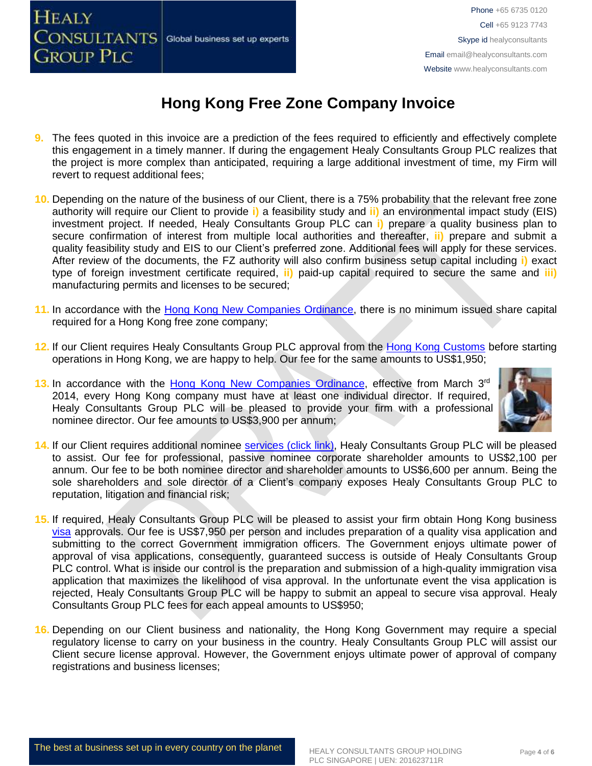# Hong Kong Free Zone Company Invoice

9. The fees quoted in this invoice are a prediction of the fees required to efficiently and effectively complete this engagement in a timely manner. If during the engagement Healy Consultants Group PLC realizes that the project is more complex than anticipated, requiring a large additional investment of time, my Firm will revert to request additional fees;

10. Depending on the nature of the business of our Client, there is a 75% probability that the relevant free zone authority will require our Client to provide **i)** a feasibility study and **ii)** an environmental impact study (EIS) investment project. If needed, Healy Consultants Group PLC can **i)** prepare a quality business plan to secure confirmation of interest from multiple local authorities and thereafter, **ii)** prepare and submit a quality feasibility study and EIS to our Client's preferred zone. Additional fees will apply for these services. After review of the documents, the FZ authority will also confirm business setup capital including **i)** exact type of foreign investment certificate required, **ii)** paid-up capital required to secure the same and **iii)** manufacturing permits and licenses to be secured;

11. In accordance with the Hong Kong New Companies Ordinance, there is no minimum issued share capital required for a Hong Kong free zone company;

12. If our Client requires Healy Consultants Group PLC approval from the Hong Kong Customs before starting operations in Hong Kong, we are happy to help. Our fee for the same amounts to US$1,950;

13. In accordance with the Hong Kong New Companies Ordinance, effective from March 3rd 2014, every Hong Kong company must have at least one individual director. If required, Healy Consultants Group PLC will be pleased to provide your firm with a professional nominee director. Our fee amounts to US$3,900 per annum;

14. If our Client requires additional nominee services (click link), Healy Consultants Group PLC will be pleased to assist. Our fee for professional, passive nominee corporate shareholder amounts to US$2,100 per annum. Our fee to be both nominee director and shareholder amounts to US$6,600 per annum. Being the sole shareholders and sole director of a Client's company exposes Healy Consultants Group PLC to reputation, litigation and financial risk;

15. If required, Healy Consultants Group PLC will be pleased to assist your firm obtain Hong Kong business visa approvals. Our fee is US$7,950 per person and includes preparation of a quality visa application and submitting to the correct Government immigration officers. The Government enjoys ultimate power of approval of visa applications, consequently, guaranteed success is outside of Healy Consultants Group PLC control. What is inside our control is the preparation and submission of a high-quality immigration visa application that maximizes the likelihood of visa approval. In the unfortunate event the visa application is rejected, Healy Consultants Group PLC will be happy to submit an appeal to secure visa approval. Healy Consultants Group PLC fees for each appeal amounts to US$950;

16. Depending on our Client business and nationality, the Hong Kong Government may require a special regulatory license to carry on your business in the country. Healy Consultants Group PLC will assist our Client secure license approval. However, the Government enjoys ultimate power of approval of company registrations and business licenses;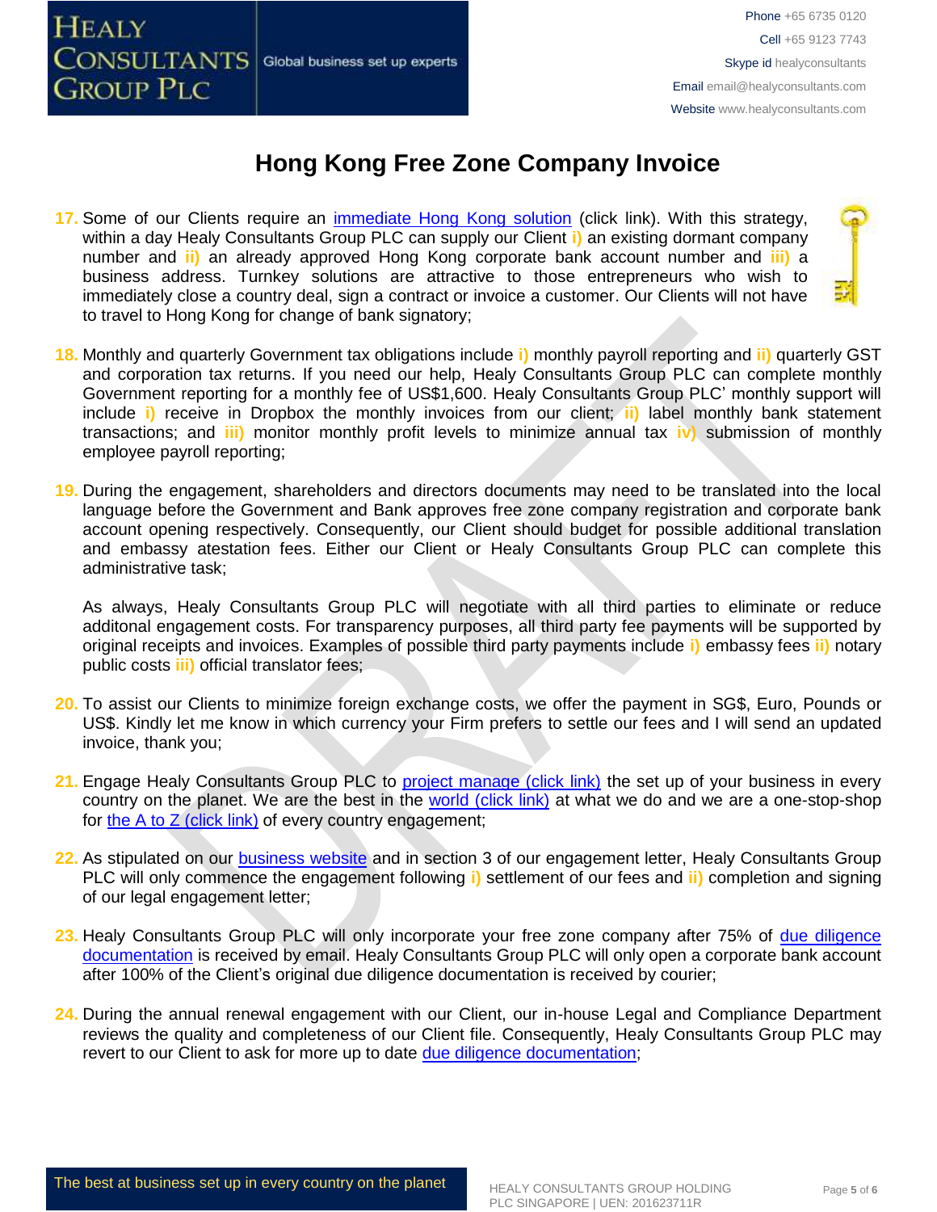# Hong Kong Free Zone Company Invoice

17. Some of our Clients require an immediate Hong Kong solution (click link). With this strategy, within a day Healy Consultants Group PLC can supply our Client i) an existing dormant company number and ii) an already approved Hong Kong corporate bank account number and iii) a business address. Turnkey solutions are attractive to those entrepreneurs who wish to immediately close a country deal, sign a contract or invoice a customer. Our Clients will not have to travel to Hong Kong for change of bank signatory;

18. Monthly and quarterly Government tax obligations include i) monthly payroll reporting and ii) quarterly GST and corporation tax returns. If you need our help, Healy Consultants Group PLC can complete monthly Government reporting for a monthly fee of US$1,600. Healy Consultants Group PLC' monthly support will include i) receive in Dropbox the monthly invoices from our client; ii) label monthly bank statement transactions; and iii) monitor monthly profit levels to minimize annual tax iv) submission of monthly employee payroll reporting;

19. During the engagement, shareholders and directors documents may need to be translated into the local language before the Government and Bank approves free zone company registration and corporate bank account opening respectively. Consequently, our Client should budget for possible additional translation and embassy atestation fees. Either our Client or Healy Consultants Group PLC can complete this administrative task;

    As always, Healy Consultants Group PLC will negotiate with all third parties to eliminate or reduce additonal engagement costs. For transparency purposes, all third party fee payments will be supported by original receipts and invoices. Examples of possible third party payments include i) embassy fees ii) notary public costs iii) official translator fees;

20. To assist our Clients to minimize foreign exchange costs, we offer the payment in SG$, Euro, Pounds or US$. Kindly let me know in which currency your Firm prefers to settle our fees and I will send an updated invoice, thank you;

21. Engage Healy Consultants Group PLC to project manage (click link) the set up of your business in every country on the planet. We are the best in the world (click link) at what we do and we are a one-stop-shop for the A to Z (click link) of every country engagement;

22. As stipulated on our business website and in section 3 of our engagement letter, Healy Consultants Group PLC will only commence the engagement following i) settlement of our fees and ii) completion and signing of our legal engagement letter;

23. Healy Consultants Group PLC will only incorporate your free zone company after 75% of due diligence documentation is received by email. Healy Consultants Group PLC will only open a corporate bank account after 100% of the Client's original due diligence documentation is received by courier;

24. During the annual renewal engagement with our Client, our in-house Legal and Compliance Department reviews the quality and completeness of our Client file. Consequently, Healy Consultants Group PLC may revert to our Client to ask for more up to date due diligence documentation;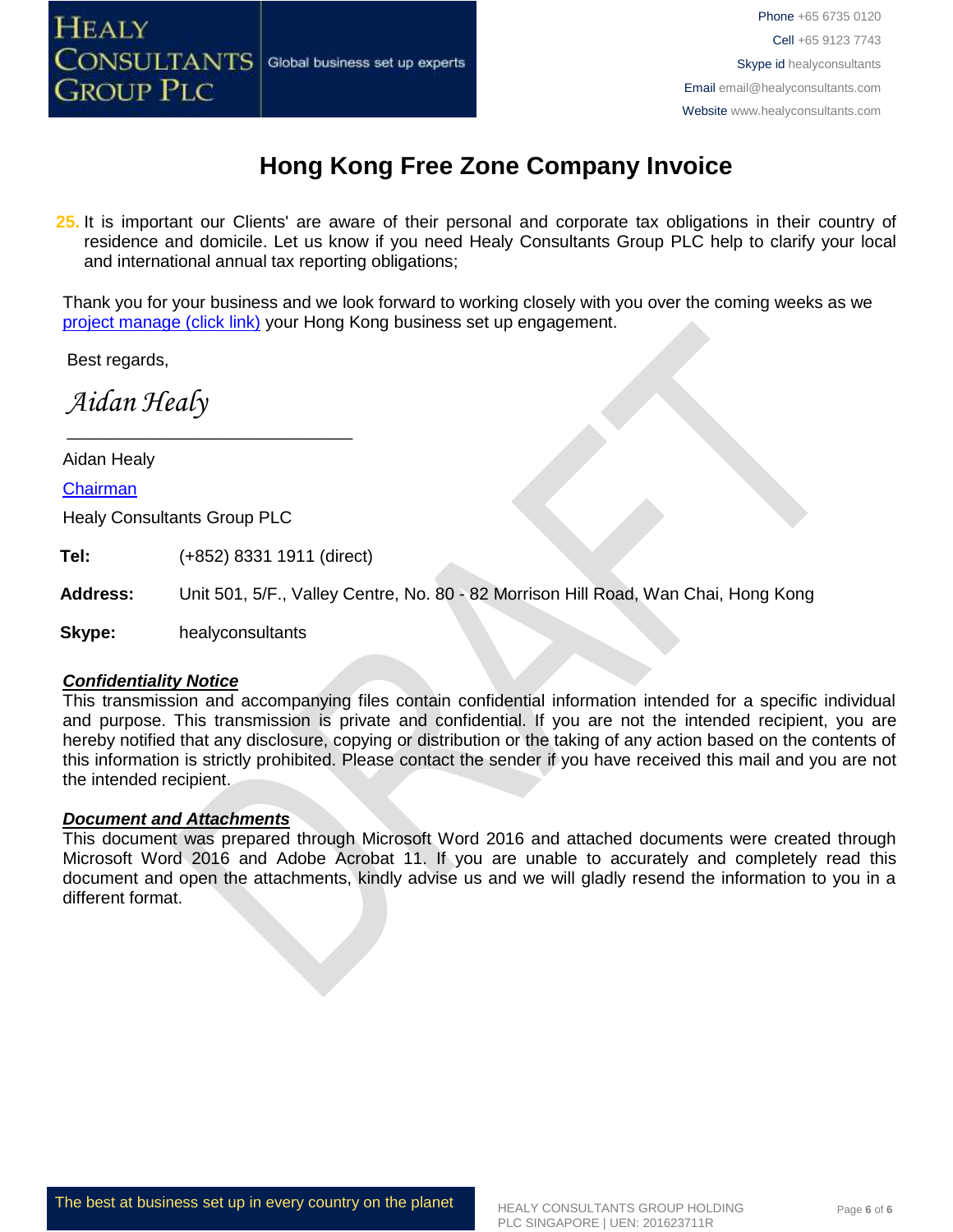# Hong Kong Free Zone Company Invoice

25. It is important our Clients' are aware of their personal and corporate tax obligations in their country of residence and domicile. Let us know if you need Healy Consultants Group PLC help to clarify your local and international annual tax reporting obligations;

Thank you for your business and we look forward to working closely with you over the coming weeks as we [project manage (click link)] your Hong Kong business set up engagement.

Best regards,

*Aidan Healy*

______________________________

Aidan Healy

[Chairman]

Healy Consultants Group PLC

| | |
|---|---|
| **Tel:** | (+852) 8331 1911 (direct) |
| **Address:** | Unit 501, 5/F., Valley Centre, No. 80 - 82 Morrison Hill Road, Wan Chai, Hong Kong |
| **Skype:** | healyconsultants |

***Confidentiality Notice***

This transmission and accompanying files contain confidential information intended for a specific individual and purpose. This transmission is private and confidential. If you are not the intended recipient, you are hereby notified that any disclosure, copying or distribution or the taking of any action based on the contents of this information is strictly prohibited. Please contact the sender if you have received this mail and you are not the intended recipient.

***Document and Attachments***

This document was prepared through Microsoft Word 2016 and attached documents were created through Microsoft Word 2016 and Adobe Acrobat 11. If you are unable to accurately and completely read this document and open the attachments, kindly advise us and we will gladly resend the information to you in a different format.